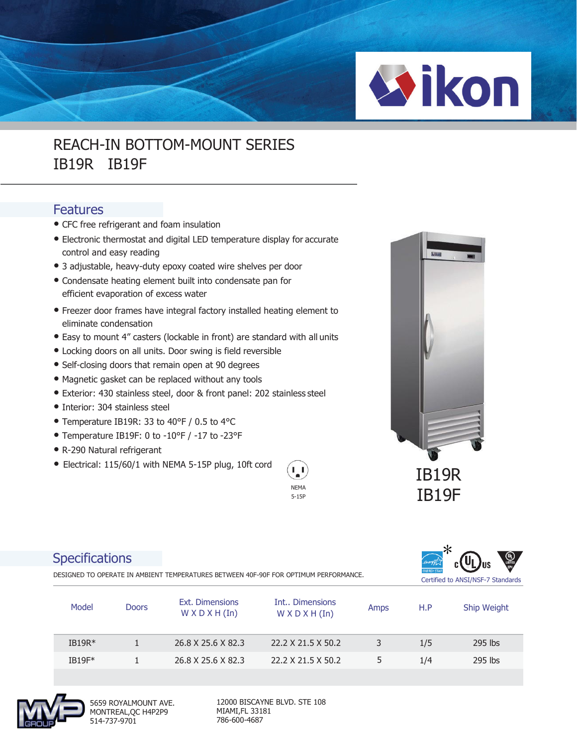ikon

# REACH-IN BOTTOM-MOUNT SERIES
# IB19R IB19F

## Features

- CFC free refrigerant and foam insulation
- Electronic thermostat and digital LED temperature display for accurate control and easy reading
- 3 adjustable, heavy-duty epoxy coated wire shelves per door
- Condensate heating element built into condensate pan for efficient evaporation of excess water
- Freezer door frames have integral factory installed heating element to eliminate condensation
- Easy to mount 4" casters (lockable in front) are standard with all units
- Locking doors on all units. Door swing is field reversible
- Self-closing doors that remain open at 90 degrees
- Magnetic gasket can be replaced without any tools
- Exterior: 430 stainless steel, door & front panel: 202 stainless steel
- Interior: 304 stainless steel
- Temperature IB19R: 33 to 40°F / 0.5 to 4°C
- Temperature IB19F: 0 to -10°F / -17 to -23°F
- R-290 Natural refrigerant
- Electrical: 115/60/1 with NEMA 5-15P plug, 10ft cord

NEMA 5-15P

IB19R
IB19F

## Specifications

DESIGNED TO OPERATE IN AMBIENT TEMPERATURES BETWEEN 40F-90F FOR OPTIMUM PERFORMANCE.

Certified to ANSI/NSF-7 Standards

| Model | Doors | Ext. Dimensions W X D X H (In) | Int.. Dimensions W X D X H (In) | Amps | H.P | Ship Weight |
|---|---|---|---|---|---|---|
| IB19R* | 1 | 26.8 X 25.6 X 82.3 | 22.2 X 21.5 X 50.2 | 3 | 1/5 | 295 lbs |
| IB19F* | 1 | 26.8 X 25.6 X 82.3 | 22.2 X 21.5 X 50.2 | 5 | 1/4 | 295 lbs |

MVP GROUP

5659 ROYALMOUNT AVE.
MONTREAL,QC H4P2P9
514-737-9701

12000 BISCAYNE BLVD. STE 108
MIAMI,FL 33181
786-600-4687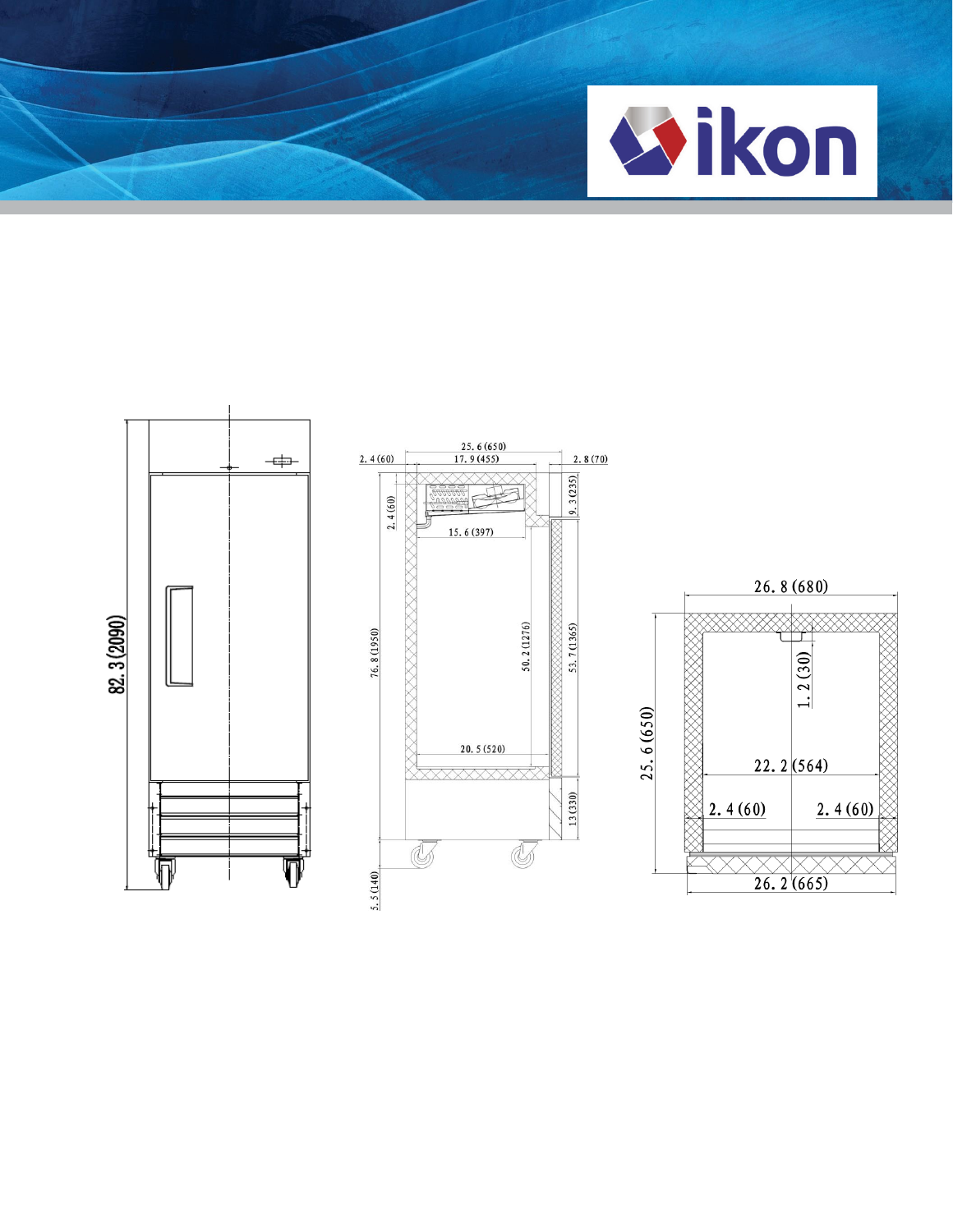ikon

82. 3 (2090)

25. 6 (650)

2. 4 (60)

17. 9 (455)

2. 8 (70)

2. 4 (60)

9. 3 (235)

15. 6 (397)

76. 8 (1950)

50. 2 (1276)

53. 7 (1365)

20. 5 (520)

13 (330)

5. 5 (140)

26. 8 (680)

25. 6 (650)

1. 2 (30)

22. 2 (564)

2. 4 (60)

2. 4 (60)

26. 2 (665)